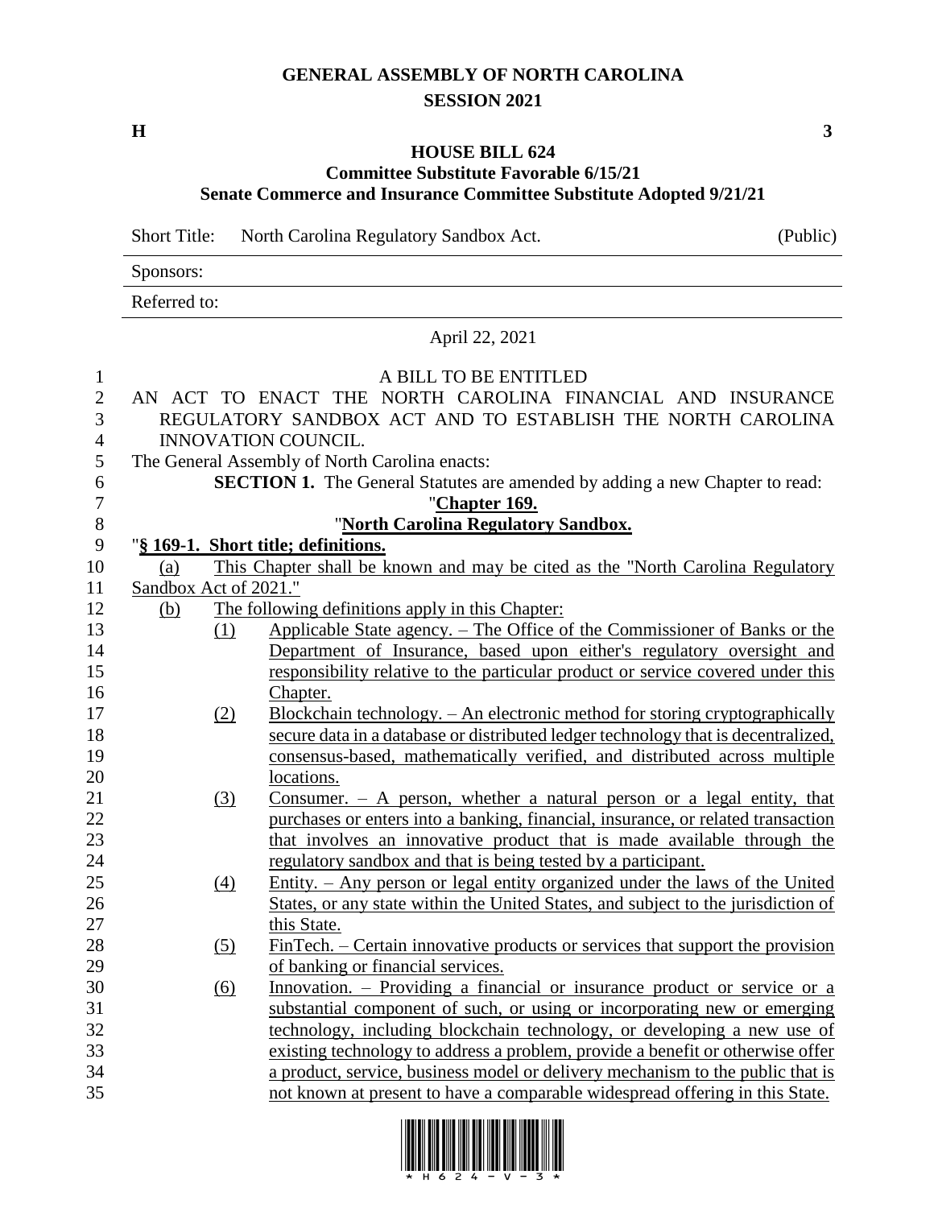# GENERAL ASSEMBLY OF NORTH CAROLINA
## SESSION 2021

**H** **3**

### HOUSE BILL 624
**Committee Substitute Favorable 6/15/21**
**Senate Commerce and Insurance Committee Substitute Adopted 9/21/21**

Short Title: North Carolina Regulatory Sandbox Act. (Public)

Sponsors:

Referred to:

April 22, 2021

A BILL TO BE ENTITLED

AN ACT TO ENACT THE NORTH CAROLINA FINANCIAL AND INSURANCE REGULATORY SANDBOX ACT AND TO ESTABLISH THE NORTH CAROLINA INNOVATION COUNCIL.

The General Assembly of North Carolina enacts:

**SECTION 1.** The General Statutes are amended by adding a new Chapter to read:

"**Chapter 169.**

"**North Carolina Regulatory Sandbox.**

"**§ 169-1. Short title; definitions.**

(a) This Chapter shall be known and may be cited as the "North Carolina Regulatory Sandbox Act of 2021."

(b) The following definitions apply in this Chapter:

(1) Applicable State agency. – The Office of the Commissioner of Banks or the Department of Insurance, based upon either's regulatory oversight and responsibility relative to the particular product or service covered under this Chapter.

(2) Blockchain technology. – An electronic method for storing cryptographically secure data in a database or distributed ledger technology that is decentralized, consensus-based, mathematically verified, and distributed across multiple locations.

(3) Consumer. – A person, whether a natural person or a legal entity, that purchases or enters into a banking, financial, insurance, or related transaction that involves an innovative product that is made available through the regulatory sandbox and that is being tested by a participant.

(4) Entity. – Any person or legal entity organized under the laws of the United States, or any state within the United States, and subject to the jurisdiction of this State.

(5) FinTech. – Certain innovative products or services that support the provision of banking or financial services.

(6) Innovation. – Providing a financial or insurance product or service or a substantial component of such, or using or incorporating new or emerging technology, including blockchain technology, or developing a new use of existing technology to address a problem, provide a benefit or otherwise offer a product, service, business model or delivery mechanism to the public that is not known at present to have a comparable widespread offering in this State.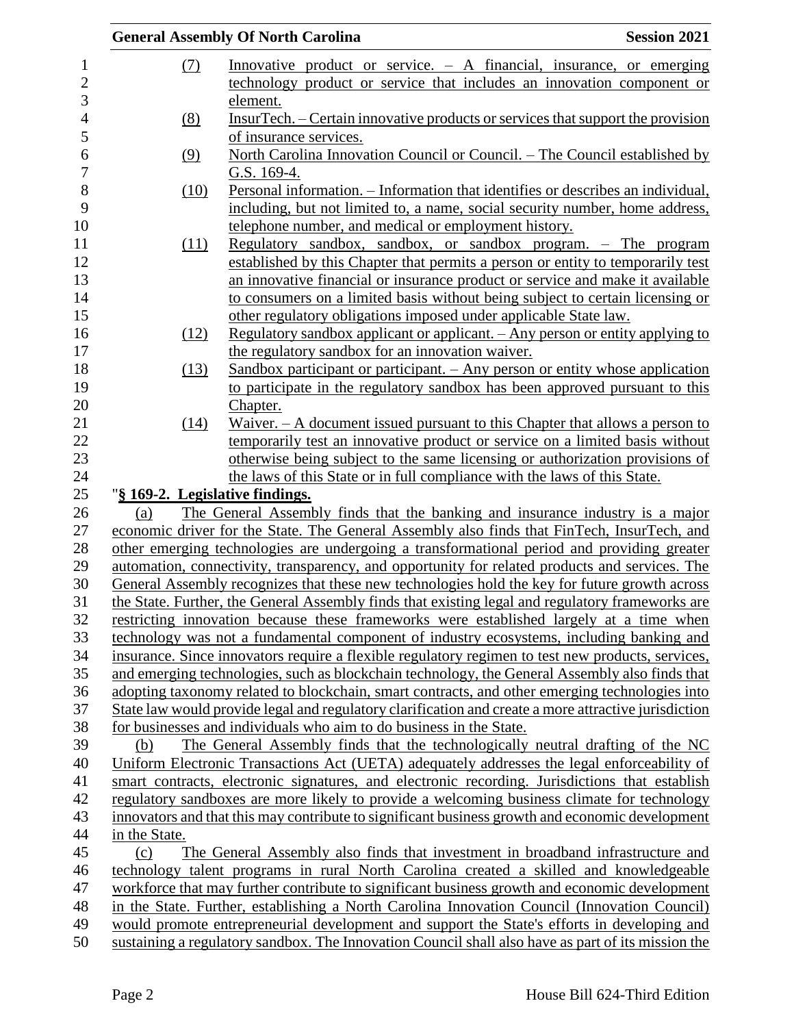(7) Innovative product or service. – A financial, insurance, or emerging technology product or service that includes an innovation component or element.

(8) InsurTech. – Certain innovative products or services that support the provision of insurance services.

(9) North Carolina Innovation Council or Council. – The Council established by G.S. 169-4.

(10) Personal information. – Information that identifies or describes an individual, including, but not limited to, a name, social security number, home address, telephone number, and medical or employment history.

(11) Regulatory sandbox, sandbox, or sandbox program. – The program established by this Chapter that permits a person or entity to temporarily test an innovative financial or insurance product or service and make it available to consumers on a limited basis without being subject to certain licensing or other regulatory obligations imposed under applicable State law.

(12) Regulatory sandbox applicant or applicant. – Any person or entity applying to the regulatory sandbox for an innovation waiver.

(13) Sandbox participant or participant. – Any person or entity whose application to participate in the regulatory sandbox has been approved pursuant to this Chapter.

(14) Waiver. – A document issued pursuant to this Chapter that allows a person to temporarily test an innovative product or service on a limited basis without otherwise being subject to the same licensing or authorization provisions of the laws of this State or in full compliance with the laws of this State.

"**§ 169-2. Legislative findings.**

(a) The General Assembly finds that the banking and insurance industry is a major economic driver for the State. The General Assembly also finds that FinTech, InsurTech, and other emerging technologies are undergoing a transformational period and providing greater automation, connectivity, transparency, and opportunity for related products and services. The General Assembly recognizes that these new technologies hold the key for future growth across the State. Further, the General Assembly finds that existing legal and regulatory frameworks are restricting innovation because these frameworks were established largely at a time when technology was not a fundamental component of industry ecosystems, including banking and insurance. Since innovators require a flexible regulatory regimen to test new products, services, and emerging technologies, such as blockchain technology, the General Assembly also finds that adopting taxonomy related to blockchain, smart contracts, and other emerging technologies into State law would provide legal and regulatory clarification and create a more attractive jurisdiction for businesses and individuals who aim to do business in the State.

(b) The General Assembly finds that the technologically neutral drafting of the NC Uniform Electronic Transactions Act (UETA) adequately addresses the legal enforceability of smart contracts, electronic signatures, and electronic recording. Jurisdictions that establish regulatory sandboxes are more likely to provide a welcoming business climate for technology innovators and that this may contribute to significant business growth and economic development in the State.

(c) The General Assembly also finds that investment in broadband infrastructure and technology talent programs in rural North Carolina created a skilled and knowledgeable workforce that may further contribute to significant business growth and economic development in the State. Further, establishing a North Carolina Innovation Council (Innovation Council) would promote entrepreneurial development and support the State's efforts in developing and sustaining a regulatory sandbox. The Innovation Council shall also have as part of its mission the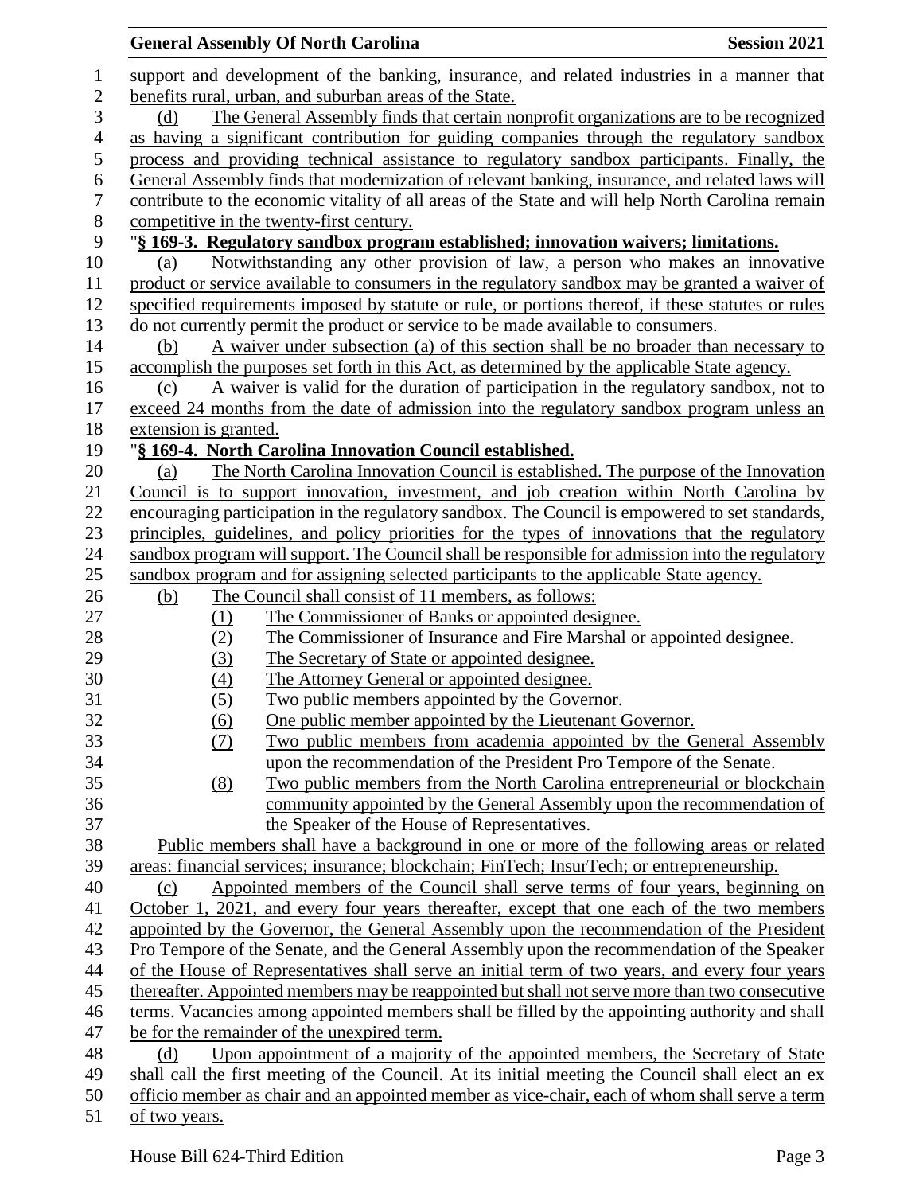support and development of the banking, insurance, and related industries in a manner that benefits rural, urban, and suburban areas of the State.

(d) The General Assembly finds that certain nonprofit organizations are to be recognized as having a significant contribution for guiding companies through the regulatory sandbox process and providing technical assistance to regulatory sandbox participants. Finally, the General Assembly finds that modernization of relevant banking, insurance, and related laws will contribute to the economic vitality of all areas of the State and will help North Carolina remain competitive in the twenty-first century.

"**§ 169-3. Regulatory sandbox program established; innovation waivers; limitations.**

(a) Notwithstanding any other provision of law, a person who makes an innovative product or service available to consumers in the regulatory sandbox may be granted a waiver of specified requirements imposed by statute or rule, or portions thereof, if these statutes or rules do not currently permit the product or service to be made available to consumers.

(b) A waiver under subsection (a) of this section shall be no broader than necessary to accomplish the purposes set forth in this Act, as determined by the applicable State agency.

(c) A waiver is valid for the duration of participation in the regulatory sandbox, not to exceed 24 months from the date of admission into the regulatory sandbox program unless an extension is granted.

"**§ 169-4. North Carolina Innovation Council established.**

(a) The North Carolina Innovation Council is established. The purpose of the Innovation Council is to support innovation, investment, and job creation within North Carolina by encouraging participation in the regulatory sandbox. The Council is empowered to set standards, principles, guidelines, and policy priorities for the types of innovations that the regulatory sandbox program will support. The Council shall be responsible for admission into the regulatory sandbox program and for assigning selected participants to the applicable State agency.

(b) The Council shall consist of 11 members, as follows:

(1) The Commissioner of Banks or appointed designee.
(2) The Commissioner of Insurance and Fire Marshal or appointed designee.
(3) The Secretary of State or appointed designee.
(4) The Attorney General or appointed designee.
(5) Two public members appointed by the Governor.
(6) One public member appointed by the Lieutenant Governor.
(7) Two public members from academia appointed by the General Assembly upon the recommendation of the President Pro Tempore of the Senate.
(8) Two public members from the North Carolina entrepreneurial or blockchain community appointed by the General Assembly upon the recommendation of the Speaker of the House of Representatives.

Public members shall have a background in one or more of the following areas or related areas: financial services; insurance; blockchain; FinTech; InsurTech; or entrepreneurship.

(c) Appointed members of the Council shall serve terms of four years, beginning on October 1, 2021, and every four years thereafter, except that one each of the two members appointed by the Governor, the General Assembly upon the recommendation of the President Pro Tempore of the Senate, and the General Assembly upon the recommendation of the Speaker of the House of Representatives shall serve an initial term of two years, and every four years thereafter. Appointed members may be reappointed but shall not serve more than two consecutive terms. Vacancies among appointed members shall be filled by the appointing authority and shall be for the remainder of the unexpired term.

(d) Upon appointment of a majority of the appointed members, the Secretary of State shall call the first meeting of the Council. At its initial meeting the Council shall elect an ex officio member as chair and an appointed member as vice-chair, each of whom shall serve a term of two years.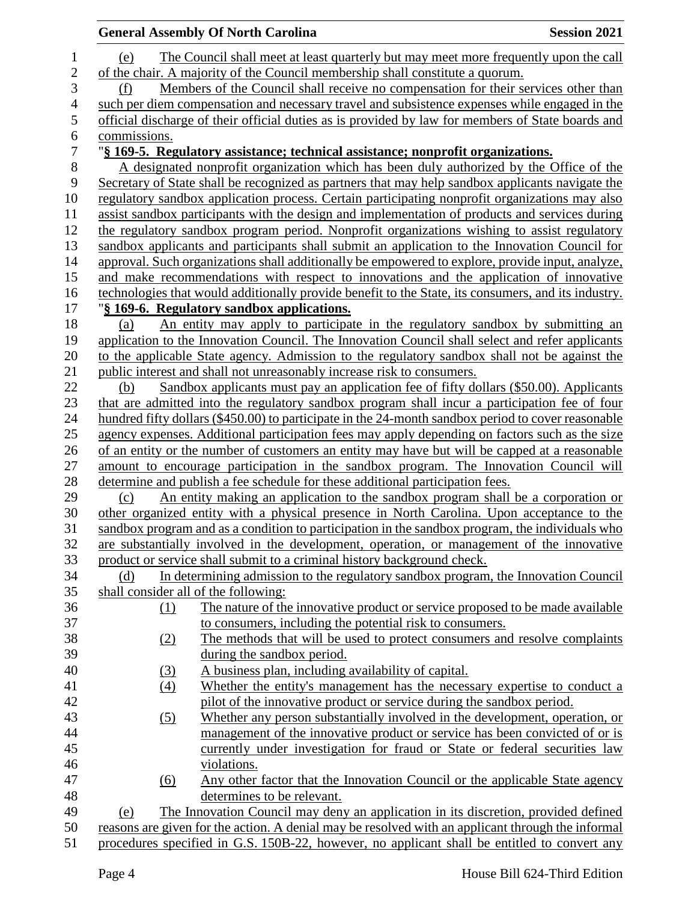(e) The Council shall meet at least quarterly but may meet more frequently upon the call of the chair. A majority of the Council membership shall constitute a quorum.

(f) Members of the Council shall receive no compensation for their services other than such per diem compensation and necessary travel and subsistence expenses while engaged in the official discharge of their official duties as is provided by law for members of State boards and commissions.

"**§ 169-5. Regulatory assistance; technical assistance; nonprofit organizations.**

A designated nonprofit organization which has been duly authorized by the Office of the Secretary of State shall be recognized as partners that may help sandbox applicants navigate the regulatory sandbox application process. Certain participating nonprofit organizations may also assist sandbox participants with the design and implementation of products and services during the regulatory sandbox program period. Nonprofit organizations wishing to assist regulatory sandbox applicants and participants shall submit an application to the Innovation Council for approval. Such organizations shall additionally be empowered to explore, provide input, analyze, and make recommendations with respect to innovations and the application of innovative technologies that would additionally provide benefit to the State, its consumers, and its industry.

"**§ 169-6. Regulatory sandbox applications.**

(a) An entity may apply to participate in the regulatory sandbox by submitting an application to the Innovation Council. The Innovation Council shall select and refer applicants to the applicable State agency. Admission to the regulatory sandbox shall not be against the public interest and shall not unreasonably increase risk to consumers.

(b) Sandbox applicants must pay an application fee of fifty dollars ($50.00). Applicants that are admitted into the regulatory sandbox program shall incur a participation fee of four hundred fifty dollars ($450.00) to participate in the 24-month sandbox period to cover reasonable agency expenses. Additional participation fees may apply depending on factors such as the size of an entity or the number of customers an entity may have but will be capped at a reasonable amount to encourage participation in the sandbox program. The Innovation Council will determine and publish a fee schedule for these additional participation fees.

(c) An entity making an application to the sandbox program shall be a corporation or other organized entity with a physical presence in North Carolina. Upon acceptance to the sandbox program and as a condition to participation in the sandbox program, the individuals who are substantially involved in the development, operation, or management of the innovative product or service shall submit to a criminal history background check.

(d) In determining admission to the regulatory sandbox program, the Innovation Council shall consider all of the following:

(1) The nature of the innovative product or service proposed to be made available to consumers, including the potential risk to consumers.

(2) The methods that will be used to protect consumers and resolve complaints during the sandbox period.

(3) A business plan, including availability of capital.

(4) Whether the entity's management has the necessary expertise to conduct a pilot of the innovative product or service during the sandbox period.

(5) Whether any person substantially involved in the development, operation, or management of the innovative product or service has been convicted of or is currently under investigation for fraud or State or federal securities law violations.

(6) Any other factor that the Innovation Council or the applicable State agency determines to be relevant.

(e) The Innovation Council may deny an application in its discretion, provided defined reasons are given for the action. A denial may be resolved with an applicant through the informal procedures specified in G.S. 150B-22, however, no applicant shall be entitled to convert any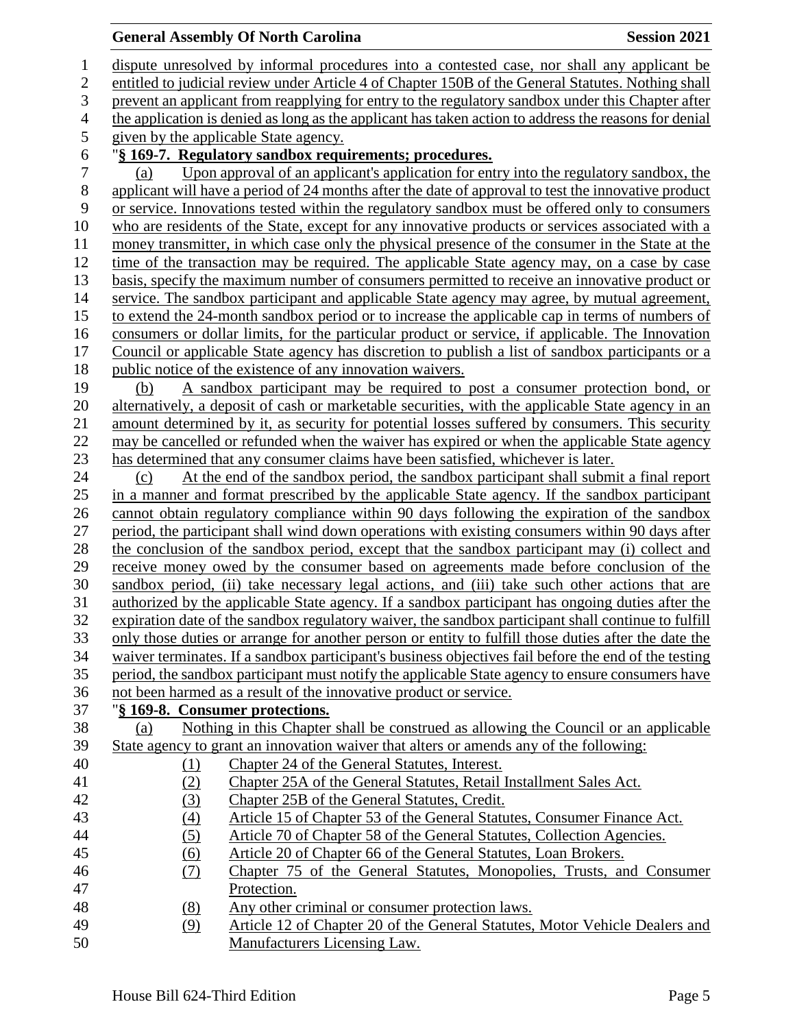dispute unresolved by informal procedures into a contested case, nor shall any applicant be entitled to judicial review under Article 4 of Chapter 150B of the General Statutes. Nothing shall prevent an applicant from reapplying for entry to the regulatory sandbox under this Chapter after the application is denied as long as the applicant has taken action to address the reasons for denial given by the applicable State agency.

"**§ 169-7. Regulatory sandbox requirements; procedures.**

(a) Upon approval of an applicant's application for entry into the regulatory sandbox, the applicant will have a period of 24 months after the date of approval to test the innovative product or service. Innovations tested within the regulatory sandbox must be offered only to consumers who are residents of the State, except for any innovative products or services associated with a money transmitter, in which case only the physical presence of the consumer in the State at the time of the transaction may be required. The applicable State agency may, on a case by case basis, specify the maximum number of consumers permitted to receive an innovative product or service. The sandbox participant and applicable State agency may agree, by mutual agreement, to extend the 24-month sandbox period or to increase the applicable cap in terms of numbers of consumers or dollar limits, for the particular product or service, if applicable. The Innovation Council or applicable State agency has discretion to publish a list of sandbox participants or a public notice of the existence of any innovation waivers.

(b) A sandbox participant may be required to post a consumer protection bond, or alternatively, a deposit of cash or marketable securities, with the applicable State agency in an amount determined by it, as security for potential losses suffered by consumers. This security may be cancelled or refunded when the waiver has expired or when the applicable State agency has determined that any consumer claims have been satisfied, whichever is later.

(c) At the end of the sandbox period, the sandbox participant shall submit a final report in a manner and format prescribed by the applicable State agency. If the sandbox participant cannot obtain regulatory compliance within 90 days following the expiration of the sandbox period, the participant shall wind down operations with existing consumers within 90 days after the conclusion of the sandbox period, except that the sandbox participant may (i) collect and receive money owed by the consumer based on agreements made before conclusion of the sandbox period, (ii) take necessary legal actions, and (iii) take such other actions that are authorized by the applicable State agency. If a sandbox participant has ongoing duties after the expiration date of the sandbox regulatory waiver, the sandbox participant shall continue to fulfill only those duties or arrange for another person or entity to fulfill those duties after the date the waiver terminates. If a sandbox participant's business objectives fail before the end of the testing period, the sandbox participant must notify the applicable State agency to ensure consumers have not been harmed as a result of the innovative product or service.

"**§ 169-8. Consumer protections.**

(a) Nothing in this Chapter shall be construed as allowing the Council or an applicable State agency to grant an innovation waiver that alters or amends any of the following:

(1) Chapter 24 of the General Statutes, Interest.
(2) Chapter 25A of the General Statutes, Retail Installment Sales Act.
(3) Chapter 25B of the General Statutes, Credit.
(4) Article 15 of Chapter 53 of the General Statutes, Consumer Finance Act.
(5) Article 70 of Chapter 58 of the General Statutes, Collection Agencies.
(6) Article 20 of Chapter 66 of the General Statutes, Loan Brokers.
(7) Chapter 75 of the General Statutes, Monopolies, Trusts, and Consumer Protection.
(8) Any other criminal or consumer protection laws.
(9) Article 12 of Chapter 20 of the General Statutes, Motor Vehicle Dealers and Manufacturers Licensing Law.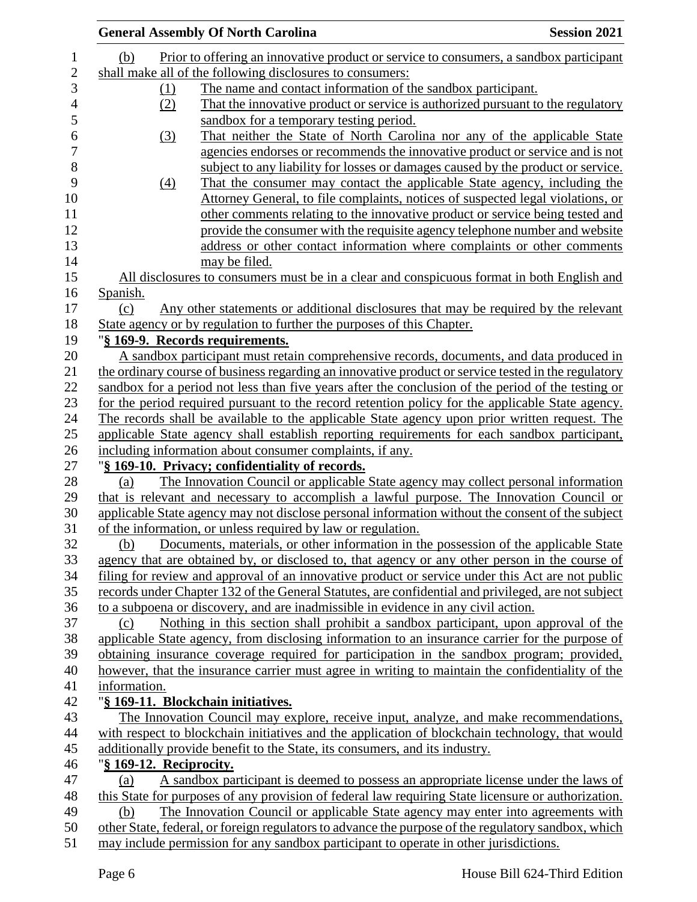(b) Prior to offering an innovative product or service to consumers, a sandbox participant shall make all of the following disclosures to consumers:

(1) The name and contact information of the sandbox participant.

(2) That the innovative product or service is authorized pursuant to the regulatory sandbox for a temporary testing period.

(3) That neither the State of North Carolina nor any of the applicable State agencies endorses or recommends the innovative product or service and is not subject to any liability for losses or damages caused by the product or service.

(4) That the consumer may contact the applicable State agency, including the Attorney General, to file complaints, notices of suspected legal violations, or other comments relating to the innovative product or service being tested and provide the consumer with the requisite agency telephone number and website address or other contact information where complaints or other comments may be filed.

All disclosures to consumers must be in a clear and conspicuous format in both English and Spanish.

(c) Any other statements or additional disclosures that may be required by the relevant State agency or by regulation to further the purposes of this Chapter.

"**§ 169-9. Records requirements.**

A sandbox participant must retain comprehensive records, documents, and data produced in the ordinary course of business regarding an innovative product or service tested in the regulatory sandbox for a period not less than five years after the conclusion of the period of the testing or for the period required pursuant to the record retention policy for the applicable State agency. The records shall be available to the applicable State agency upon prior written request. The applicable State agency shall establish reporting requirements for each sandbox participant, including information about consumer complaints, if any.

"**§ 169-10. Privacy; confidentiality of records.**

(a) The Innovation Council or applicable State agency may collect personal information that is relevant and necessary to accomplish a lawful purpose. The Innovation Council or applicable State agency may not disclose personal information without the consent of the subject of the information, or unless required by law or regulation.

(b) Documents, materials, or other information in the possession of the applicable State agency that are obtained by, or disclosed to, that agency or any other person in the course of filing for review and approval of an innovative product or service under this Act are not public records under Chapter 132 of the General Statutes, are confidential and privileged, are not subject to a subpoena or discovery, and are inadmissible in evidence in any civil action.

(c) Nothing in this section shall prohibit a sandbox participant, upon approval of the applicable State agency, from disclosing information to an insurance carrier for the purpose of obtaining insurance coverage required for participation in the sandbox program; provided, however, that the insurance carrier must agree in writing to maintain the confidentiality of the information.

"**§ 169-11. Blockchain initiatives.**

The Innovation Council may explore, receive input, analyze, and make recommendations, with respect to blockchain initiatives and the application of blockchain technology, that would additionally provide benefit to the State, its consumers, and its industry.

"**§ 169-12. Reciprocity.**

(a) A sandbox participant is deemed to possess an appropriate license under the laws of this State for purposes of any provision of federal law requiring State licensure or authorization.

(b) The Innovation Council or applicable State agency may enter into agreements with other State, federal, or foreign regulators to advance the purpose of the regulatory sandbox, which may include permission for any sandbox participant to operate in other jurisdictions.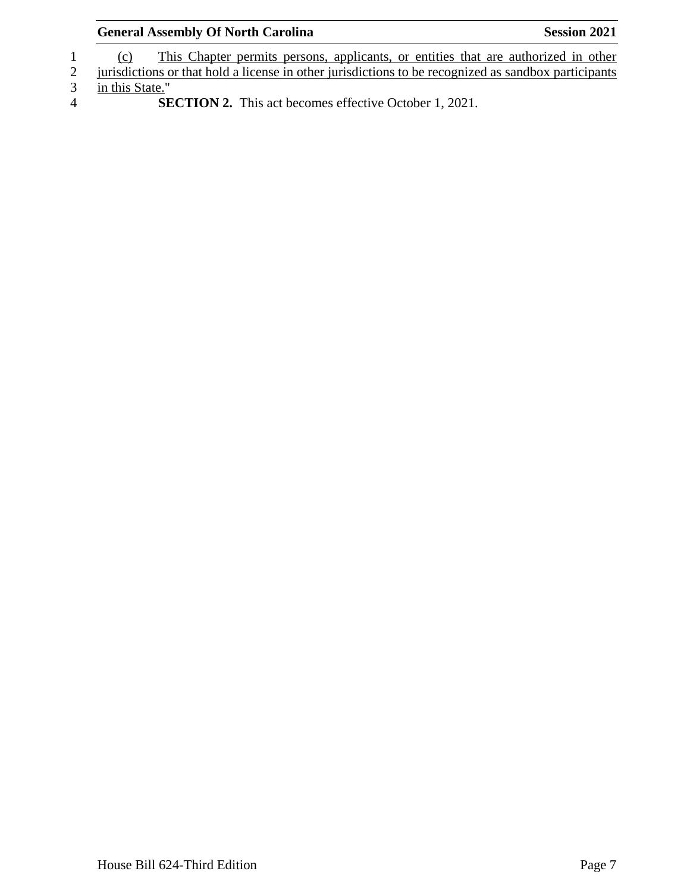(c) This Chapter permits persons, applicants, or entities that are authorized in other jurisdictions or that hold a license in other jurisdictions to be recognized as sandbox participants in this State."

**SECTION 2.** This act becomes effective October 1, 2021.